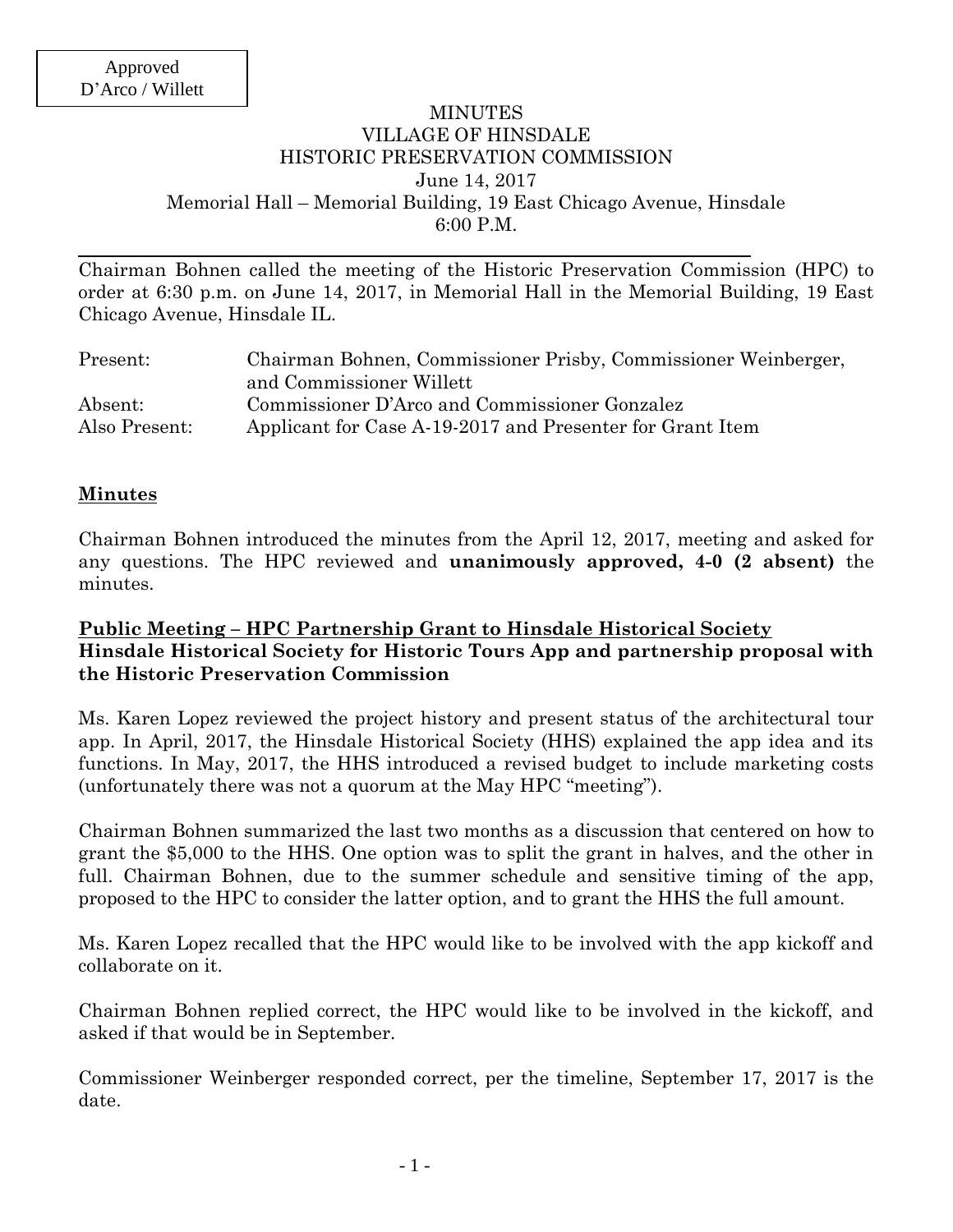Approved
D'Arco / Willett

# MINUTES
## VILLAGE OF HINSDALE
## HISTORIC PRESERVATION COMMISSION

June 14, 2017
Memorial Hall – Memorial Building, 19 East Chicago Avenue, Hinsdale
6:00 P.M.

---

Chairman Bohnen called the meeting of the Historic Preservation Commission (HPC) to order at 6:30 p.m. on June 14, 2017, in Memorial Hall in the Memorial Building, 19 East Chicago Avenue, Hinsdale IL.

| | |
|---|---|
| Present: | Chairman Bohnen, Commissioner Prisby, Commissioner Weinberger, and Commissioner Willett |
| Absent: | Commissioner D'Arco and Commissioner Gonzalez |
| Also Present: | Applicant for Case A-19-2017 and Presenter for Grant Item |

**Minutes**

Chairman Bohnen introduced the minutes from the April 12, 2017, meeting and asked for any questions. The HPC reviewed and **unanimously approved, 4-0 (2 absent)** the minutes.

**Public Meeting – HPC Partnership Grant to Hinsdale Historical Society**
**Hinsdale Historical Society for Historic Tours App and partnership proposal with the Historic Preservation Commission**

Ms. Karen Lopez reviewed the project history and present status of the architectural tour app. In April, 2017, the Hinsdale Historical Society (HHS) explained the app idea and its functions. In May, 2017, the HHS introduced a revised budget to include marketing costs (unfortunately there was not a quorum at the May HPC "meeting").

Chairman Bohnen summarized the last two months as a discussion that centered on how to grant the $5,000 to the HHS. One option was to split the grant in halves, and the other in full. Chairman Bohnen, due to the summer schedule and sensitive timing of the app, proposed to the HPC to consider the latter option, and to grant the HHS the full amount.

Ms. Karen Lopez recalled that the HPC would like to be involved with the app kickoff and collaborate on it.

Chairman Bohnen replied correct, the HPC would like to be involved in the kickoff, and asked if that would be in September.

Commissioner Weinberger responded correct, per the timeline, September 17, 2017 is the date.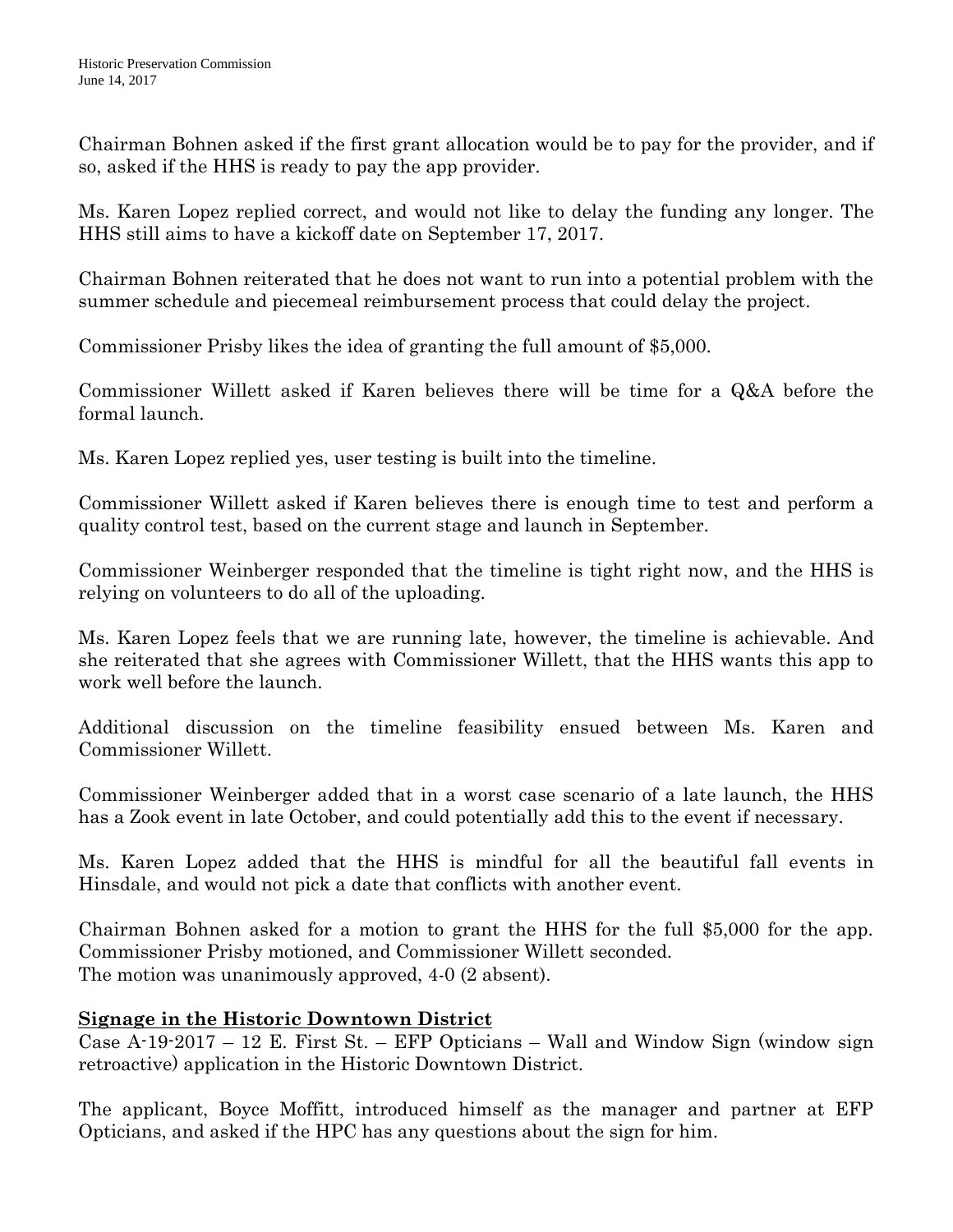Chairman Bohnen asked if the first grant allocation would be to pay for the provider, and if so, asked if the HHS is ready to pay the app provider.

Ms. Karen Lopez replied correct, and would not like to delay the funding any longer. The HHS still aims to have a kickoff date on September 17, 2017.

Chairman Bohnen reiterated that he does not want to run into a potential problem with the summer schedule and piecemeal reimbursement process that could delay the project.

Commissioner Prisby likes the idea of granting the full amount of $5,000.

Commissioner Willett asked if Karen believes there will be time for a Q&A before the formal launch.

Ms. Karen Lopez replied yes, user testing is built into the timeline.

Commissioner Willett asked if Karen believes there is enough time to test and perform a quality control test, based on the current stage and launch in September.

Commissioner Weinberger responded that the timeline is tight right now, and the HHS is relying on volunteers to do all of the uploading.

Ms. Karen Lopez feels that we are running late, however, the timeline is achievable. And she reiterated that she agrees with Commissioner Willett, that the HHS wants this app to work well before the launch.

Additional discussion on the timeline feasibility ensued between Ms. Karen and Commissioner Willett.

Commissioner Weinberger added that in a worst case scenario of a late launch, the HHS has a Zook event in late October, and could potentially add this to the event if necessary.

Ms. Karen Lopez added that the HHS is mindful for all the beautiful fall events in Hinsdale, and would not pick a date that conflicts with another event.

Chairman Bohnen asked for a motion to grant the HHS for the full $5,000 for the app. Commissioner Prisby motioned, and Commissioner Willett seconded.
The motion was unanimously approved, 4-0 (2 absent).

**Signage in the Historic Downtown District**

Case A-19-2017 – 12 E. First St. – EFP Opticians – Wall and Window Sign (window sign retroactive) application in the Historic Downtown District.

The applicant, Boyce Moffitt, introduced himself as the manager and partner at EFP Opticians, and asked if the HPC has any questions about the sign for him.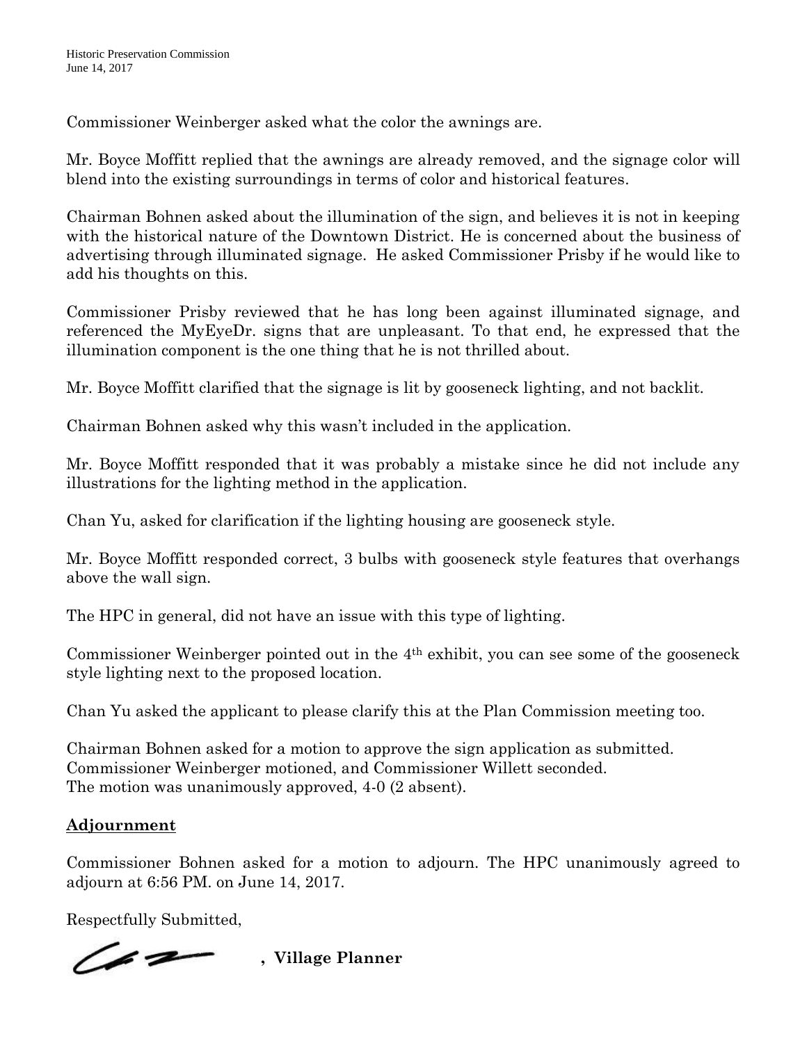Commissioner Weinberger asked what the color the awnings are.

Mr. Boyce Moffitt replied that the awnings are already removed, and the signage color will blend into the existing surroundings in terms of color and historical features.

Chairman Bohnen asked about the illumination of the sign, and believes it is not in keeping with the historical nature of the Downtown District. He is concerned about the business of advertising through illuminated signage. He asked Commissioner Prisby if he would like to add his thoughts on this.

Commissioner Prisby reviewed that he has long been against illuminated signage, and referenced the MyEyeDr. signs that are unpleasant. To that end, he expressed that the illumination component is the one thing that he is not thrilled about.

Mr. Boyce Moffitt clarified that the signage is lit by gooseneck lighting, and not backlit.

Chairman Bohnen asked why this wasn't included in the application.

Mr. Boyce Moffitt responded that it was probably a mistake since he did not include any illustrations for the lighting method in the application.

Chan Yu, asked for clarification if the lighting housing are gooseneck style.

Mr. Boyce Moffitt responded correct, 3 bulbs with gooseneck style features that overhangs above the wall sign.

The HPC in general, did not have an issue with this type of lighting.

Commissioner Weinberger pointed out in the 4th exhibit, you can see some of the gooseneck style lighting next to the proposed location.

Chan Yu asked the applicant to please clarify this at the Plan Commission meeting too.

Chairman Bohnen asked for a motion to approve the sign application as submitted.
Commissioner Weinberger motioned, and Commissioner Willett seconded.
The motion was unanimously approved, 4-0 (2 absent).

## Adjournment

Commissioner Bohnen asked for a motion to adjourn. The HPC unanimously agreed to adjourn at 6:56 PM. on June 14, 2017.

Respectfully Submitted,

**, Village Planner**